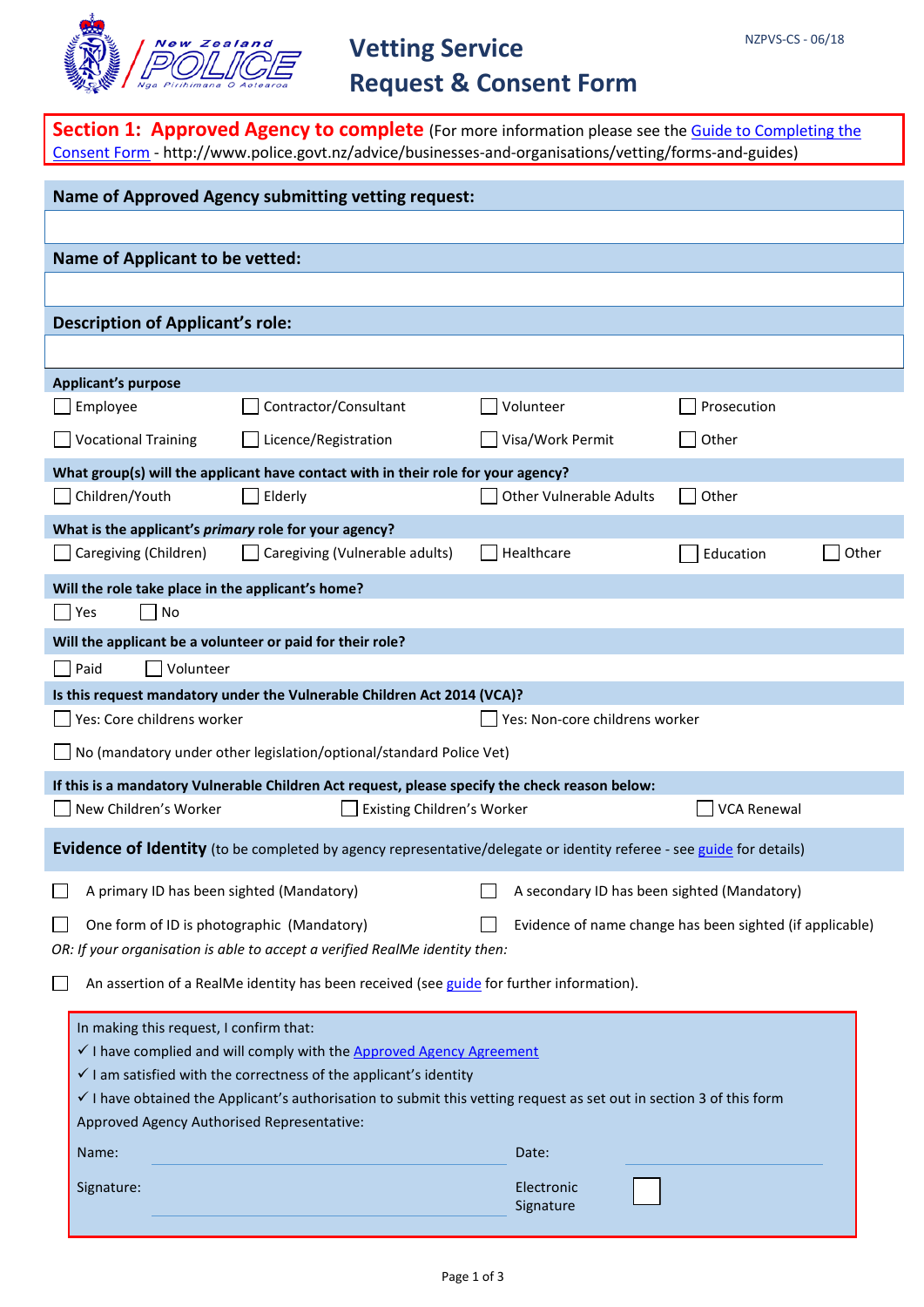NZPVS-CS - 06/18

# Vetting Service Request & Consent Form

## Section 1: Approved Agency to complete

(For more information please see the Guide to Completing the Consent Form - http://www.police.govt.nz/advice/businesses-and-organisations/vetting/forms-and-guides)

**Name of Approved Agency submitting vetting request:**

**Name of Applicant to be vetted:**

**Description of Applicant's role:**

**Applicant's purpose**

☐ Employee ☐ Contractor/Consultant ☐ Volunteer ☐ Prosecution

☐ Vocational Training ☐ Licence/Registration ☐ Visa/Work Permit ☐ Other

**What group(s) will the applicant have contact with in their role for your agency?**

☐ Children/Youth ☐ Elderly ☐ Other Vulnerable Adults ☐ Other

**What is the applicant's *primary* role for your agency?**

☐ Caregiving (Children) ☐ Caregiving (Vulnerable adults) ☐ Healthcare ☐ Education ☐ Other

**Will the role take place in the applicant's home?**

☐ Yes ☐ No

**Will the applicant be a volunteer or paid for their role?**

☐ Paid ☐ Volunteer

**Is this request mandatory under the Vulnerable Children Act 2014 (VCA)?**

☐ Yes: Core childrens worker ☐ Yes: Non-core childrens worker

☐ No (mandatory under other legislation/optional/standard Police Vet)

**If this is a mandatory Vulnerable Children Act request, please specify the check reason below:**

☐ New Children's Worker ☐ Existing Children's Worker ☐ VCA Renewal

**Evidence of Identity** (to be completed by agency representative/delegate or identity referee - see guide for details)

☐ A primary ID has been sighted (Mandatory) ☐ A secondary ID has been sighted (Mandatory)

☐ One form of ID is photographic (Mandatory) ☐ Evidence of name change has been sighted (if applicable)

*OR: If your organisation is able to accept a verified RealMe identity then:*

☐ An assertion of a RealMe identity has been received (see guide for further information).

In making this request, I confirm that:

✓ I have complied and will comply with the Approved Agency Agreement

✓ I am satisfied with the correctness of the applicant's identity

✓ I have obtained the Applicant's authorisation to submit this vetting request as set out in section 3 of this form

Approved Agency Authorised Representative:

Name: ____________________ Date: ____________________

Signature: ____________________ Electronic Signature ☐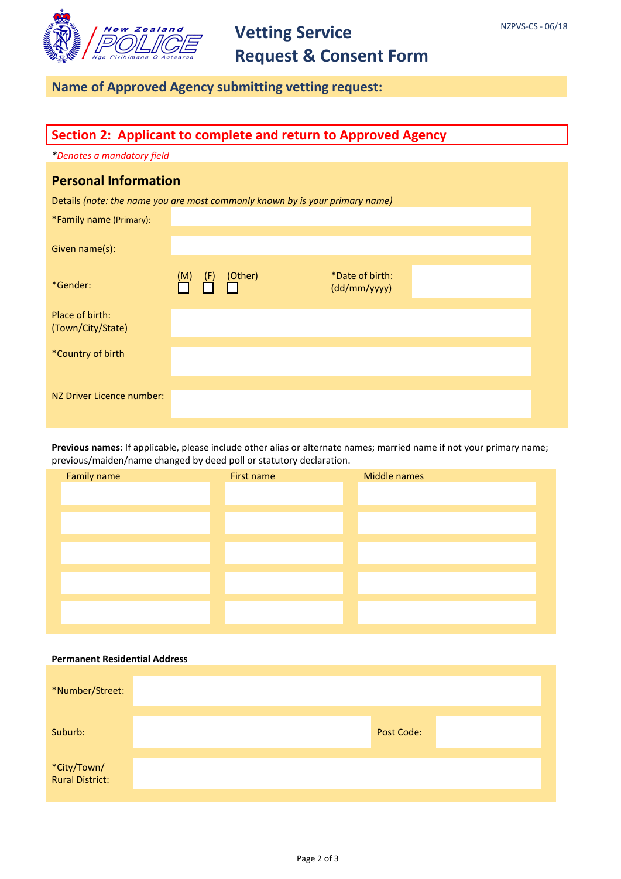# Vetting Service Request & Consent Form

NZPVS-CS - 06/18

## Name of Approved Agency submitting vetting request:

## Section 2: Applicant to complete and return to Approved Agency

*\*Denotes a mandatory field*

### Personal Information

Details *(note: the name you are most commonly known by is your primary name)*

| | |
|---|---|
| *Family name (Primary): | |
| Given name(s): | |
| *Gender: | (M) ☐ (F) ☐ (Other) ☐ |
| *Date of birth: (dd/mm/yyyy) | |
| Place of birth: (Town/City/State) | |
| *Country of birth | |
| NZ Driver Licence number: | |

**Previous names**: If applicable, please include other alias or alternate names; married name if not your primary name; previous/maiden/name changed by deed poll or statutory declaration.

| Family name | First name | Middle names |
|---|---|---|
| | | |
| | | |
| | | |
| | | |
| | | |

**Permanent Residential Address**

| | | | |
|---|---|---|---|
| *Number/Street: | | | |
| Suburb: | | Post Code: | |
| *City/Town/ Rural District: | | | |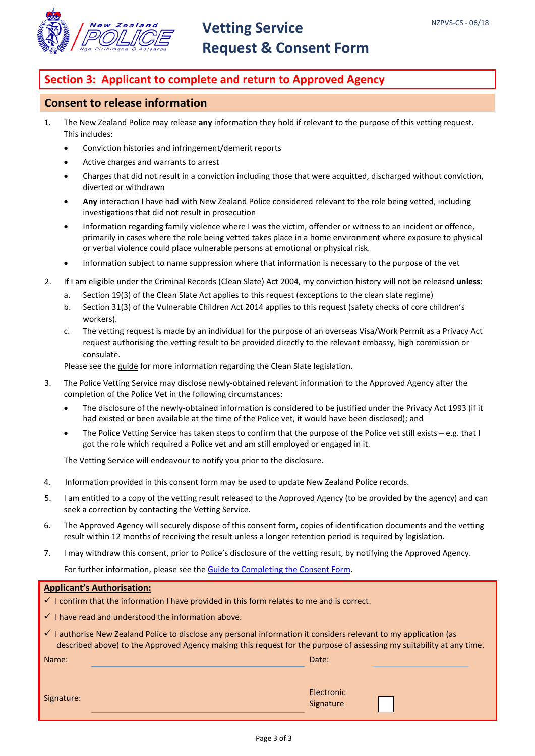# Vetting Service Request & Consent Form

NZPVS-CS - 06/18

## Section 3: Applicant to complete and return to Approved Agency

### Consent to release information

1. The New Zealand Police may release **any** information they hold if relevant to the purpose of this vetting request. This includes:
   - Conviction histories and infringement/demerit reports
   - Active charges and warrants to arrest
   - Charges that did not result in a conviction including those that were acquitted, discharged without conviction, diverted or withdrawn
   - **Any** interaction I have had with New Zealand Police considered relevant to the role being vetted, including investigations that did not result in prosecution
   - Information regarding family violence where I was the victim, offender or witness to an incident or offence, primarily in cases where the role being vetted takes place in a home environment where exposure to physical or verbal violence could place vulnerable persons at emotional or physical risk.
   - Information subject to name suppression where that information is necessary to the purpose of the vet

2. If I am eligible under the Criminal Records (Clean Slate) Act 2004, my conviction history will not be released **unless**:
   a. Section 19(3) of the Clean Slate Act applies to this request (exceptions to the clean slate regime)
   b. Section 31(3) of the Vulnerable Children Act 2014 applies to this request (safety checks of core children's workers).
   c. The vetting request is made by an individual for the purpose of an overseas Visa/Work Permit as a Privacy Act request authorising the vetting result to be provided directly to the relevant embassy, high commission or consulate.

   Please see the guide for more information regarding the Clean Slate legislation.

3. The Police Vetting Service may disclose newly-obtained relevant information to the Approved Agency after the completion of the Police Vet in the following circumstances:
   - The disclosure of the newly-obtained information is considered to be justified under the Privacy Act 1993 (if it had existed or been available at the time of the Police vet, it would have been disclosed); and
   - The Police Vetting Service has taken steps to confirm that the purpose of the Police vet still exists – e.g. that I got the role which required a Police vet and am still employed or engaged in it.

   The Vetting Service will endeavour to notify you prior to the disclosure.

4. Information provided in this consent form may be used to update New Zealand Police records.

5. I am entitled to a copy of the vetting result released to the Approved Agency (to be provided by the agency) and can seek a correction by contacting the Vetting Service.

6. The Approved Agency will securely dispose of this consent form, copies of identification documents and the vetting result within 12 months of receiving the result unless a longer retention period is required by legislation.

7. I may withdraw this consent, prior to Police's disclosure of the vetting result, by notifying the Approved Agency.

   For further information, please see the Guide to Completing the Consent Form.

**Applicant's Authorisation:**

- ✓ I confirm that the information I have provided in this form relates to me and is correct.
- ✓ I have read and understood the information above.
- ✓ I authorise New Zealand Police to disclose any personal information it considers relevant to my application (as described above) to the Approved Agency making this request for the purpose of assessing my suitability at any time.

| | | | |
|---|---|---|---|
| Name: | | Date: | |
| Signature: | | Electronic Signature | ☐ |